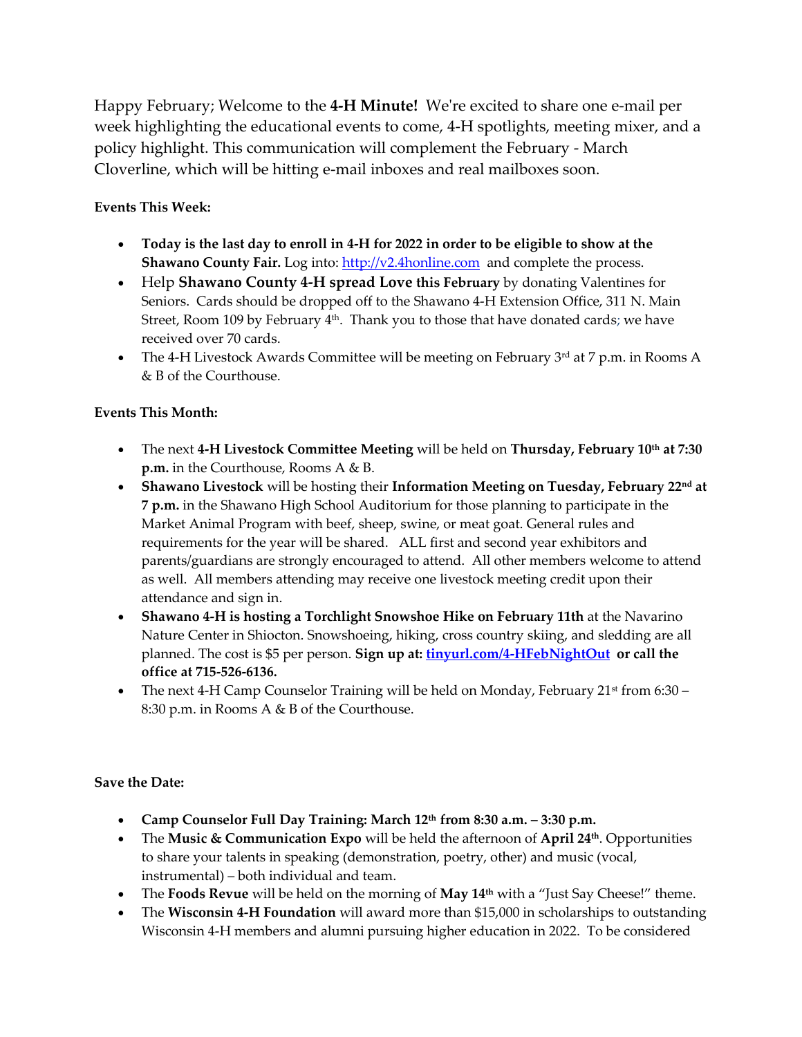Happy February; Welcome to the **4-H Minute!** We're excited to share one e-mail per week highlighting the educational events to come, 4-H spotlights, meeting mixer, and a policy highlight. This communication will complement the February - March Cloverline, which will be hitting e-mail inboxes and real mailboxes soon.

**Events This Week:**

- **Today is the last day to enroll in 4-H for 2022 in order to be eligible to show at the Shawano County Fair.** Log into: http://v2.4honline.com and complete the process.
- Help **Shawano County 4-H spread Love this February** by donating Valentines for Seniors. Cards should be dropped off to the Shawano 4-H Extension Office, 311 N. Main Street, Room 109 by February 4th. Thank you to those that have donated cards; we have received over 70 cards.
- The 4-H Livestock Awards Committee will be meeting on February 3rd at 7 p.m. in Rooms A & B of the Courthouse.

**Events This Month:**

- The next **4-H Livestock Committee Meeting** will be held on **Thursday, February 10th at 7:30 p.m.** in the Courthouse, Rooms A & B.
- **Shawano Livestock** will be hosting their **Information Meeting on Tuesday, February 22nd at 7 p.m.** in the Shawano High School Auditorium for those planning to participate in the Market Animal Program with beef, sheep, swine, or meat goat. General rules and requirements for the year will be shared. ALL first and second year exhibitors and parents/guardians are strongly encouraged to attend. All other members welcome to attend as well. All members attending may receive one livestock meeting credit upon their attendance and sign in.
- **Shawano 4-H is hosting a Torchlight Snowshoe Hike on February 11th** at the Navarino Nature Center in Shiocton. Snowshoeing, hiking, cross country skiing, and sledding are all planned. The cost is $5 per person. **Sign up at: tinyurl.com/4-HFebNightOut or call the office at 715-526-6136.**
- The next 4-H Camp Counselor Training will be held on Monday, February 21st from 6:30 – 8:30 p.m. in Rooms A & B of the Courthouse.

**Save the Date:**

- **Camp Counselor Full Day Training: March 12th from 8:30 a.m. – 3:30 p.m.**
- The **Music & Communication Expo** will be held the afternoon of **April 24th**. Opportunities to share your talents in speaking (demonstration, poetry, other) and music (vocal, instrumental) – both individual and team.
- The **Foods Revue** will be held on the morning of **May 14th** with a "Just Say Cheese!" theme.
- The **Wisconsin 4-H Foundation** will award more than $15,000 in scholarships to outstanding Wisconsin 4-H members and alumni pursuing higher education in 2022. To be considered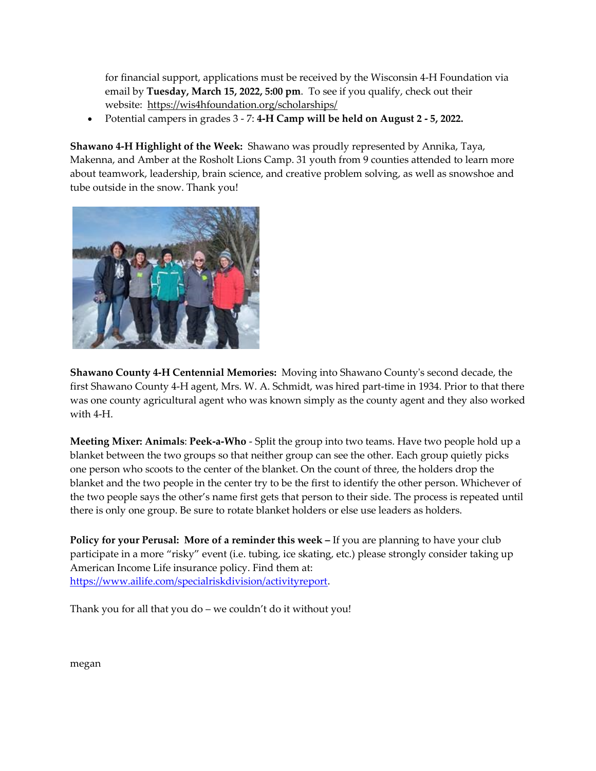for financial support, applications must be received by the Wisconsin 4-H Foundation via email by **Tuesday, March 15, 2022, 5:00 pm**. To see if you qualify, check out their website: https://wis4hfoundation.org/scholarships/

- Potential campers in grades 3 - 7: **4-H Camp will be held on August 2 - 5, 2022.**

**Shawano 4-H Highlight of the Week:** Shawano was proudly represented by Annika, Taya, Makenna, and Amber at the Rosholt Lions Camp. 31 youth from 9 counties attended to learn more about teamwork, leadership, brain science, and creative problem solving, as well as snowshoe and tube outside in the snow. Thank you!

**Shawano County 4-H Centennial Memories:** Moving into Shawano County's second decade, the first Shawano County 4-H agent, Mrs. W. A. Schmidt, was hired part-time in 1934. Prior to that there was one county agricultural agent who was known simply as the county agent and they also worked with 4-H.

**Meeting Mixer: Animals**: **Peek-a-Who** - Split the group into two teams. Have two people hold up a blanket between the two groups so that neither group can see the other. Each group quietly picks one person who scoots to the center of the blanket. On the count of three, the holders drop the blanket and the two people in the center try to be the first to identify the other person. Whichever of the two people says the other's name first gets that person to their side. The process is repeated until there is only one group. Be sure to rotate blanket holders or else use leaders as holders.

**Policy for your Perusal: More of a reminder this week –** If you are planning to have your club participate in a more "risky" event (i.e. tubing, ice skating, etc.) please strongly consider taking up American Income Life insurance policy. Find them at: https://www.ailife.com/specialriskdivision/activityreport.

Thank you for all that you do – we couldn't do it without you!

megan